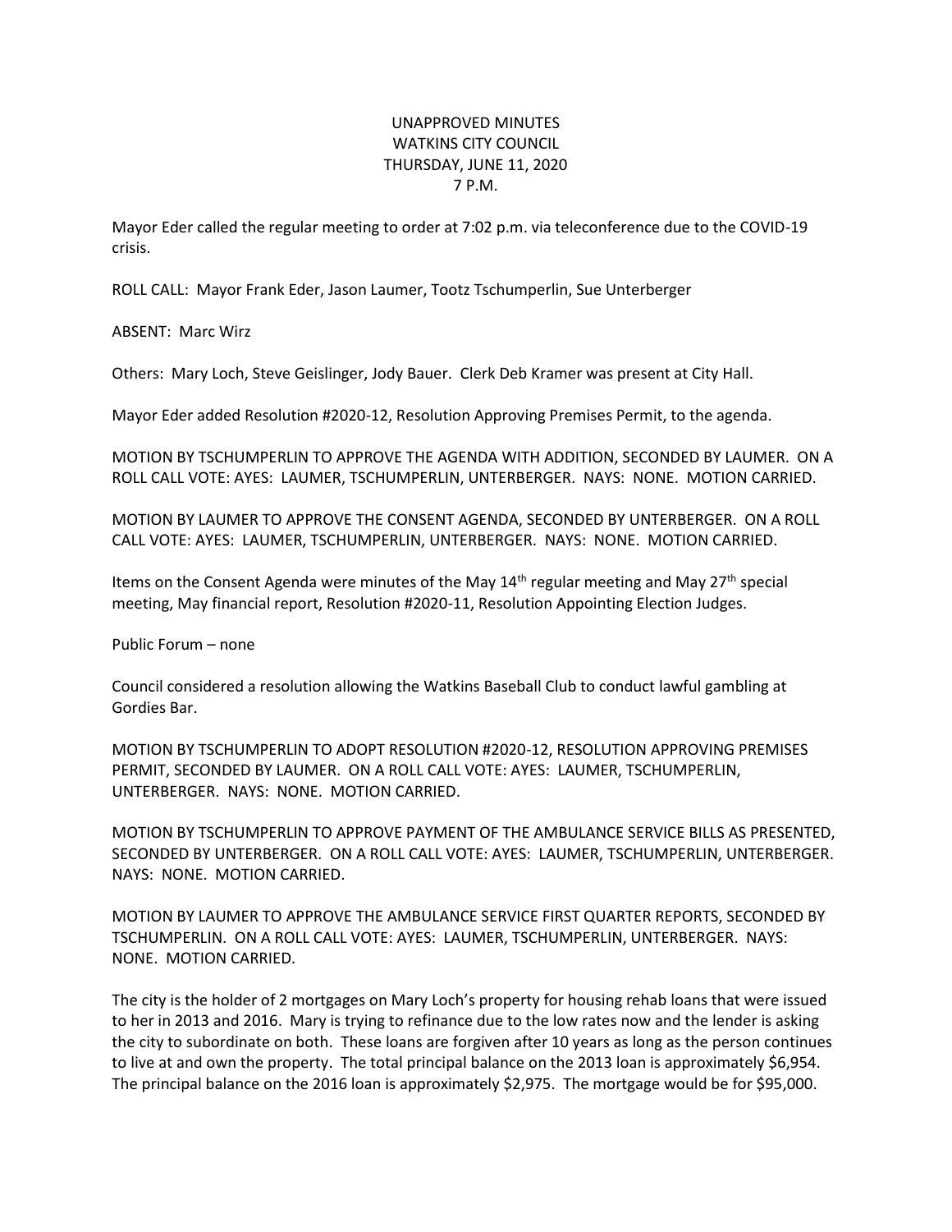UNAPPROVED MINUTES
WATKINS CITY COUNCIL
THURSDAY, JUNE 11, 2020
7 P.M.

Mayor Eder called the regular meeting to order at 7:02 p.m. via teleconference due to the COVID-19 crisis.

ROLL CALL: Mayor Frank Eder, Jason Laumer, Tootz Tschumperlin, Sue Unterberger

ABSENT: Marc Wirz

Others: Mary Loch, Steve Geislinger, Jody Bauer. Clerk Deb Kramer was present at City Hall.

Mayor Eder added Resolution #2020-12, Resolution Approving Premises Permit, to the agenda.

MOTION BY TSCHUMPERLIN TO APPROVE THE AGENDA WITH ADDITION, SECONDED BY LAUMER. ON A ROLL CALL VOTE: AYES: LAUMER, TSCHUMPERLIN, UNTERBERGER. NAYS: NONE. MOTION CARRIED.

MOTION BY LAUMER TO APPROVE THE CONSENT AGENDA, SECONDED BY UNTERBERGER. ON A ROLL CALL VOTE: AYES: LAUMER, TSCHUMPERLIN, UNTERBERGER. NAYS: NONE. MOTION CARRIED.

Items on the Consent Agenda were minutes of the May 14th regular meeting and May 27th special meeting, May financial report, Resolution #2020-11, Resolution Appointing Election Judges.

Public Forum – none

Council considered a resolution allowing the Watkins Baseball Club to conduct lawful gambling at Gordies Bar.

MOTION BY TSCHUMPERLIN TO ADOPT RESOLUTION #2020-12, RESOLUTION APPROVING PREMISES PERMIT, SECONDED BY LAUMER. ON A ROLL CALL VOTE: AYES: LAUMER, TSCHUMPERLIN, UNTERBERGER. NAYS: NONE. MOTION CARRIED.

MOTION BY TSCHUMPERLIN TO APPROVE PAYMENT OF THE AMBULANCE SERVICE BILLS AS PRESENTED, SECONDED BY UNTERBERGER. ON A ROLL CALL VOTE: AYES: LAUMER, TSCHUMPERLIN, UNTERBERGER. NAYS: NONE. MOTION CARRIED.

MOTION BY LAUMER TO APPROVE THE AMBULANCE SERVICE FIRST QUARTER REPORTS, SECONDED BY TSCHUMPERLIN. ON A ROLL CALL VOTE: AYES: LAUMER, TSCHUMPERLIN, UNTERBERGER. NAYS: NONE. MOTION CARRIED.

The city is the holder of 2 mortgages on Mary Loch's property for housing rehab loans that were issued to her in 2013 and 2016. Mary is trying to refinance due to the low rates now and the lender is asking the city to subordinate on both. These loans are forgiven after 10 years as long as the person continues to live at and own the property. The total principal balance on the 2013 loan is approximately $6,954. The principal balance on the 2016 loan is approximately $2,975. The mortgage would be for $95,000.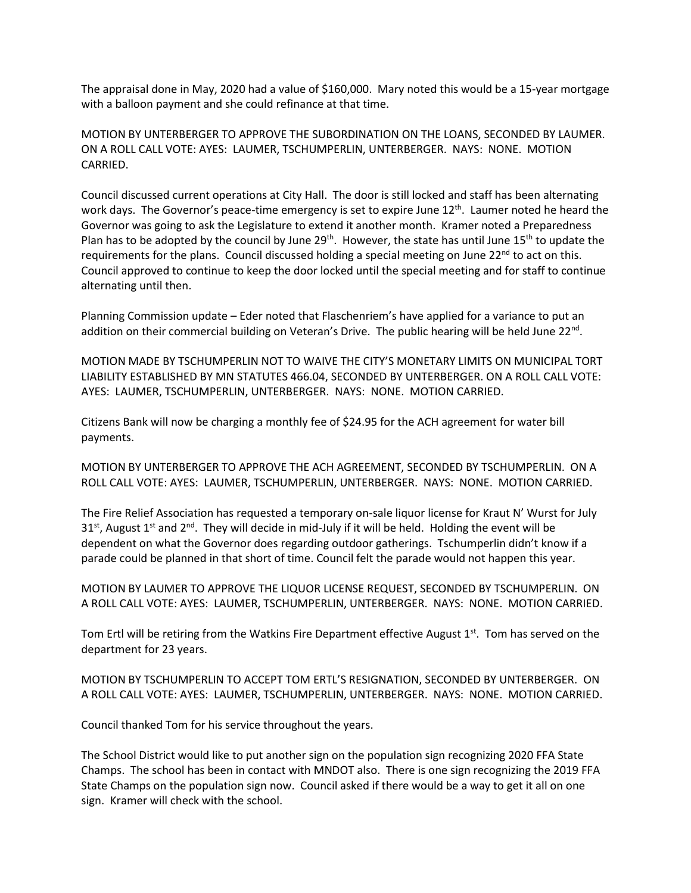The appraisal done in May, 2020 had a value of $160,000. Mary noted this would be a 15-year mortgage with a balloon payment and she could refinance at that time.

MOTION BY UNTERBERGER TO APPROVE THE SUBORDINATION ON THE LOANS, SECONDED BY LAUMER. ON A ROLL CALL VOTE: AYES: LAUMER, TSCHUMPERLIN, UNTERBERGER. NAYS: NONE. MOTION CARRIED.

Council discussed current operations at City Hall. The door is still locked and staff has been alternating work days. The Governor's peace-time emergency is set to expire June 12th. Laumer noted he heard the Governor was going to ask the Legislature to extend it another month. Kramer noted a Preparedness Plan has to be adopted by the council by June 29th. However, the state has until June 15th to update the requirements for the plans. Council discussed holding a special meeting on June 22nd to act on this. Council approved to continue to keep the door locked until the special meeting and for staff to continue alternating until then.

Planning Commission update – Eder noted that Flaschenriem's have applied for a variance to put an addition on their commercial building on Veteran's Drive. The public hearing will be held June 22nd.

MOTION MADE BY TSCHUMPERLIN NOT TO WAIVE THE CITY'S MONETARY LIMITS ON MUNICIPAL TORT LIABILITY ESTABLISHED BY MN STATUTES 466.04, SECONDED BY UNTERBERGER. ON A ROLL CALL VOTE: AYES: LAUMER, TSCHUMPERLIN, UNTERBERGER. NAYS: NONE. MOTION CARRIED.

Citizens Bank will now be charging a monthly fee of $24.95 for the ACH agreement for water bill payments.

MOTION BY UNTERBERGER TO APPROVE THE ACH AGREEMENT, SECONDED BY TSCHUMPERLIN. ON A ROLL CALL VOTE: AYES: LAUMER, TSCHUMPERLIN, UNTERBERGER. NAYS: NONE. MOTION CARRIED.

The Fire Relief Association has requested a temporary on-sale liquor license for Kraut N' Wurst for July 31st, August 1st and 2nd. They will decide in mid-July if it will be held. Holding the event will be dependent on what the Governor does regarding outdoor gatherings. Tschumperlin didn't know if a parade could be planned in that short of time. Council felt the parade would not happen this year.

MOTION BY LAUMER TO APPROVE THE LIQUOR LICENSE REQUEST, SECONDED BY TSCHUMPERLIN. ON A ROLL CALL VOTE: AYES: LAUMER, TSCHUMPERLIN, UNTERBERGER. NAYS: NONE. MOTION CARRIED.

Tom Ertl will be retiring from the Watkins Fire Department effective August 1st. Tom has served on the department for 23 years.

MOTION BY TSCHUMPERLIN TO ACCEPT TOM ERTL'S RESIGNATION, SECONDED BY UNTERBERGER. ON A ROLL CALL VOTE: AYES: LAUMER, TSCHUMPERLIN, UNTERBERGER. NAYS: NONE. MOTION CARRIED.

Council thanked Tom for his service throughout the years.

The School District would like to put another sign on the population sign recognizing 2020 FFA State Champs. The school has been in contact with MNDOT also. There is one sign recognizing the 2019 FFA State Champs on the population sign now. Council asked if there would be a way to get it all on one sign. Kramer will check with the school.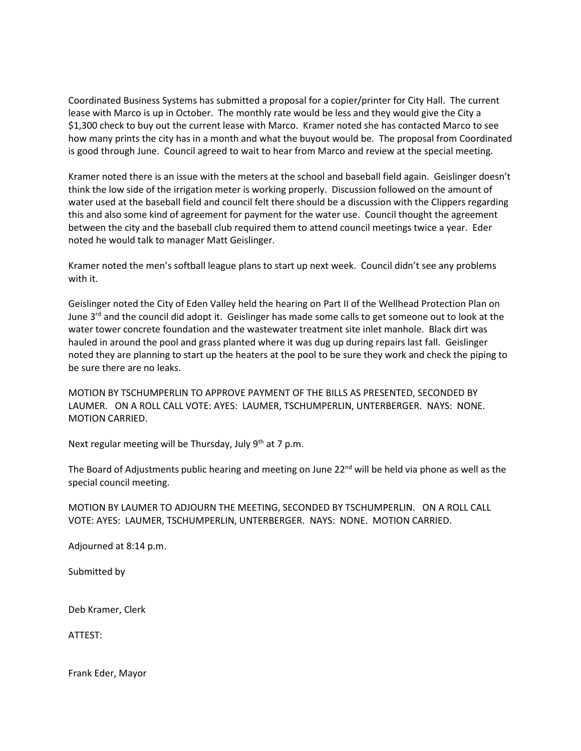Coordinated Business Systems has submitted a proposal for a copier/printer for City Hall. The current lease with Marco is up in October. The monthly rate would be less and they would give the City a $1,300 check to buy out the current lease with Marco. Kramer noted she has contacted Marco to see how many prints the city has in a month and what the buyout would be. The proposal from Coordinated is good through June. Council agreed to wait to hear from Marco and review at the special meeting.

Kramer noted there is an issue with the meters at the school and baseball field again. Geislinger doesn't think the low side of the irrigation meter is working properly. Discussion followed on the amount of water used at the baseball field and council felt there should be a discussion with the Clippers regarding this and also some kind of agreement for payment for the water use. Council thought the agreement between the city and the baseball club required them to attend council meetings twice a year. Eder noted he would talk to manager Matt Geislinger.

Kramer noted the men's softball league plans to start up next week. Council didn't see any problems with it.

Geislinger noted the City of Eden Valley held the hearing on Part II of the Wellhead Protection Plan on June 3rd and the council did adopt it. Geislinger has made some calls to get someone out to look at the water tower concrete foundation and the wastewater treatment site inlet manhole. Black dirt was hauled in around the pool and grass planted where it was dug up during repairs last fall. Geislinger noted they are planning to start up the heaters at the pool to be sure they work and check the piping to be sure there are no leaks.

MOTION BY TSCHUMPERLIN TO APPROVE PAYMENT OF THE BILLS AS PRESENTED, SECONDED BY LAUMER. ON A ROLL CALL VOTE: AYES: LAUMER, TSCHUMPERLIN, UNTERBERGER. NAYS: NONE. MOTION CARRIED.

Next regular meeting will be Thursday, July 9th at 7 p.m.

The Board of Adjustments public hearing and meeting on June 22nd will be held via phone as well as the special council meeting.

MOTION BY LAUMER TO ADJOURN THE MEETING, SECONDED BY TSCHUMPERLIN. ON A ROLL CALL VOTE: AYES: LAUMER, TSCHUMPERLIN, UNTERBERGER. NAYS: NONE. MOTION CARRIED.

Adjourned at 8:14 p.m.

Submitted by

Deb Kramer, Clerk

ATTEST:

Frank Eder, Mayor